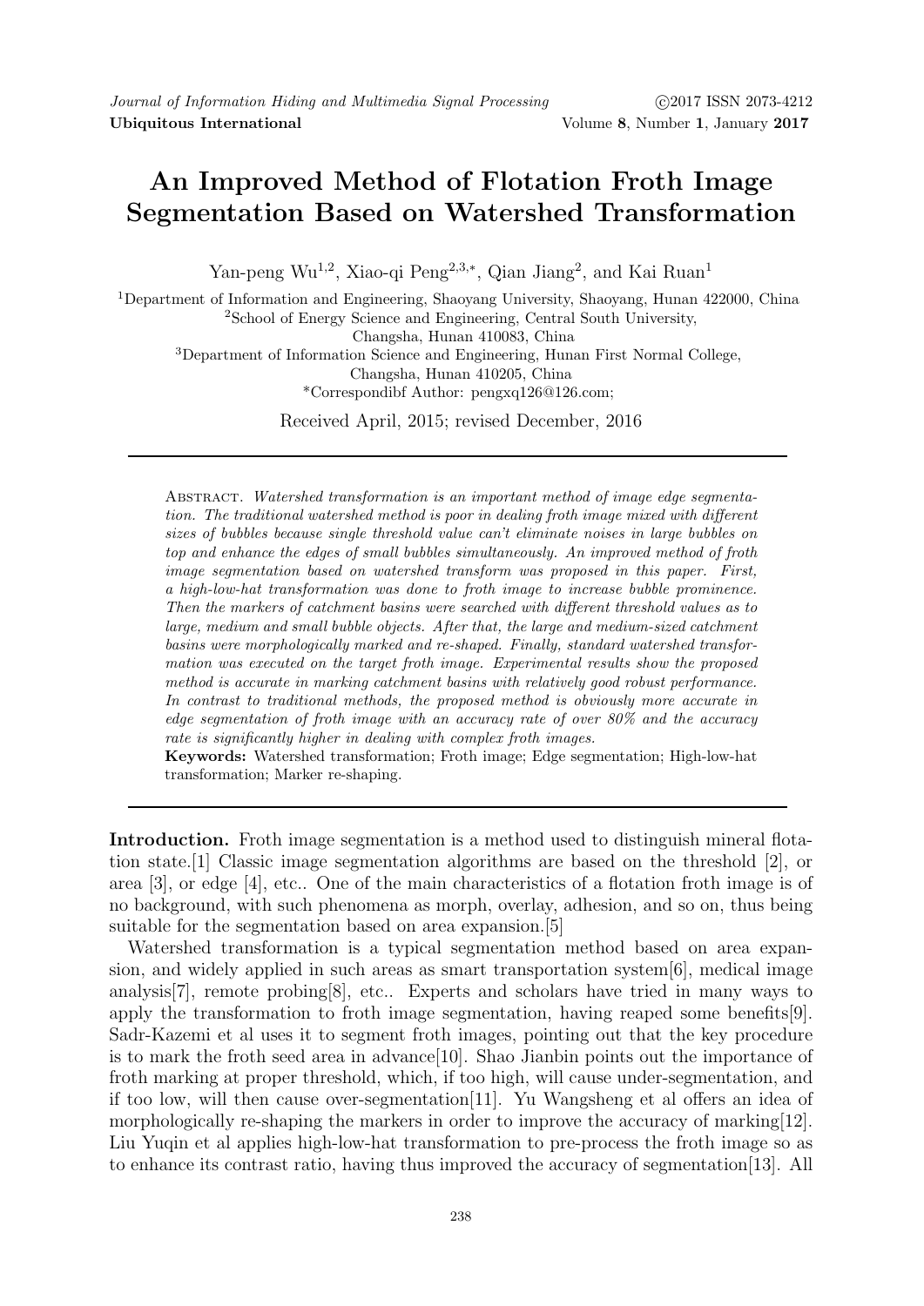# An Improved Method of Flotation Froth Image Segmentation Based on Watershed Transformation

Yan-peng Wu[1,2], Xiao-qi Peng[2,3,*], Qian Jiang[2], and Kai Ruan[1]

[1]Department of Information and Engineering, Shaoyang University, Shaoyang, Hunan 422000, China
[2]School of Energy Science and Engineering, Central South University, Changsha, Hunan 410083, China
[3]Department of Information Science and Engineering, Hunan First Normal College, Changsha, Hunan 410205, China
*Correspondibf Author: pengxq126@126.com;

Received April, 2015; revised December, 2016

Abstract. *Watershed transformation is an important method of image edge segmentation. The traditional watershed method is poor in dealing froth image mixed with different sizes of bubbles because single threshold value can't eliminate noises in large bubbles on top and enhance the edges of small bubbles simultaneously. An improved method of froth image segmentation based on watershed transform was proposed in this paper. First, a high-low-hat transformation was done to froth image to increase bubble prominence. Then the markers of catchment basins were searched with different threshold values as to large, medium and small bubble objects. After that, the large and medium-sized catchment basins were morphologically marked and re-shaped. Finally, standard watershed transformation was executed on the target froth image. Experimental results show the proposed method is accurate in marking catchment basins with relatively good robust performance. In contrast to traditional methods, the proposed method is obviously more accurate in edge segmentation of froth image with an accuracy rate of over 80% and the accuracy rate is significantly higher in dealing with complex froth images.*

**Keywords:** Watershed transformation; Froth image; Edge segmentation; High-low-hat transformation; Marker re-shaping.

**Introduction.** Froth image segmentation is a method used to distinguish mineral flotation state.[1] Classic image segmentation algorithms are based on the threshold [2], or area [3], or edge [4], etc.. One of the main characteristics of a flotation froth image is of no background, with such phenomena as morph, overlay, adhesion, and so on, thus being suitable for the segmentation based on area expansion.[5]

Watershed transformation is a typical segmentation method based on area expansion, and widely applied in such areas as smart transportation system[6], medical image analysis[7], remote probing[8], etc.. Experts and scholars have tried in many ways to apply the transformation to froth image segmentation, having reaped some benefits[9]. Sadr-Kazemi et al uses it to segment froth images, pointing out that the key procedure is to mark the froth seed area in advance[10]. Shao Jianbin points out the importance of froth marking at proper threshold, which, if too high, will cause under-segmentation, and if too low, will then cause over-segmentation[11]. Yu Wangsheng et al offers an idea of morphologically re-shaping the markers in order to improve the accuracy of marking[12]. Liu Yuqin et al applies high-low-hat transformation to pre-process the froth image so as to enhance its contrast ratio, having thus improved the accuracy of segmentation[13]. All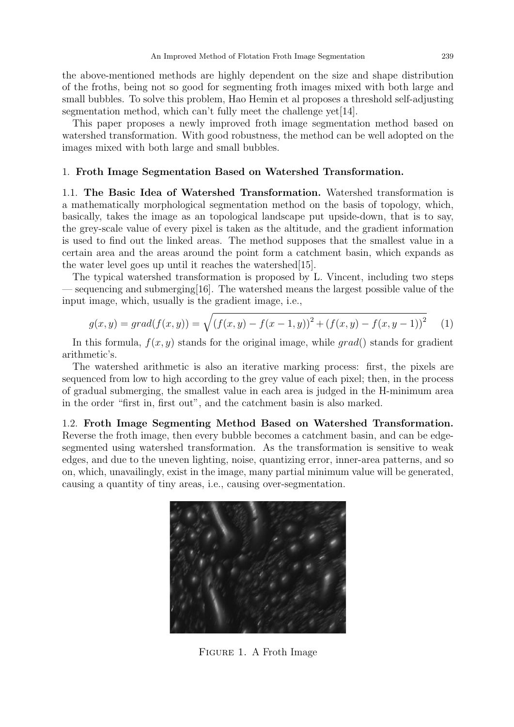the above-mentioned methods are highly dependent on the size and shape distribution of the froths, being not so good for segmenting froth images mixed with both large and small bubbles. To solve this problem, Hao Hemin et al proposes a threshold self-adjusting segmentation method, which can't fully meet the challenge yet[14].

This paper proposes a newly improved froth image segmentation method based on watershed transformation. With good robustness, the method can be well adopted on the images mixed with both large and small bubbles.

## 1. Froth Image Segmentation Based on Watershed Transformation.

**1.1. The Basic Idea of Watershed Transformation.** Watershed transformation is a mathematically morphological segmentation method on the basis of topology, which, basically, takes the image as an topological landscape put upside-down, that is to say, the grey-scale value of every pixel is taken as the altitude, and the gradient information is used to find out the linked areas. The method supposes that the smallest value in a certain area and the areas around the point form a catchment basin, which expands as the water level goes up until it reaches the watershed[15].

The typical watershed transformation is proposed by L. Vincent, including two steps — sequencing and submerging[16]. The watershed means the largest possible value of the input image, which, usually is the gradient image, i.e.,

$$g(x,y) = grad(f(x,y)) = \sqrt{(f(x,y) - f(x-1,y))^2 + (f(x,y) - f(x,y-1))^2} \quad (1)$$

In this formula, $f(x,y)$ stands for the original image, while $grad()$ stands for gradient arithmetic's.

The watershed arithmetic is also an iterative marking process: first, the pixels are sequenced from low to high according to the grey value of each pixel; then, in the process of gradual submerging, the smallest value in each area is judged in the H-minimum area in the order "first in, first out", and the catchment basin is also marked.

**1.2. Froth Image Segmenting Method Based on Watershed Transformation.** Reverse the froth image, then every bubble becomes a catchment basin, and can be edge-segmented using watershed transformation. As the transformation is sensitive to weak edges, and due to the uneven lighting, noise, quantizing error, inner-area patterns, and so on, which, unavailingly, exist in the image, many partial minimum value will be generated, causing a quantity of tiny areas, i.e., causing over-segmentation.

Figure 1. A Froth Image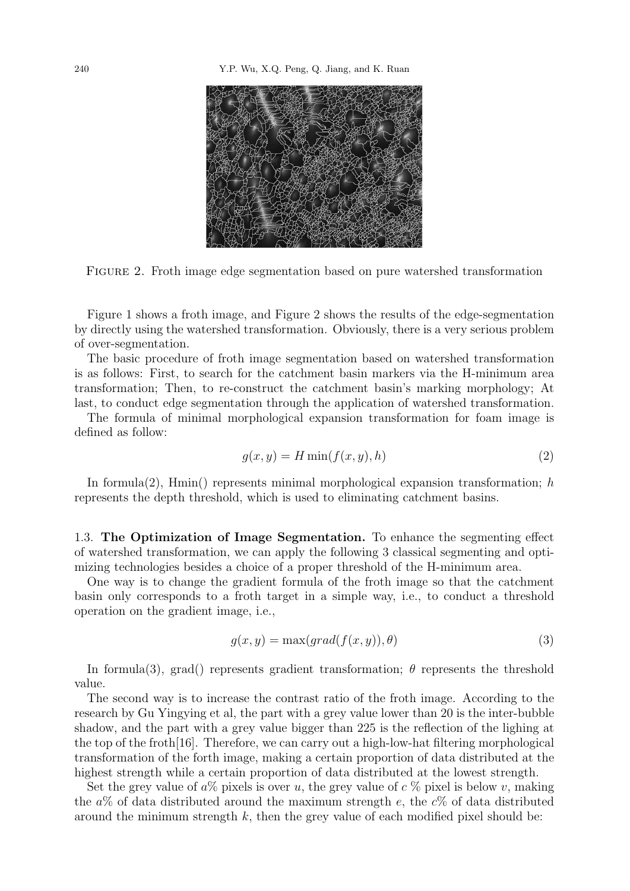Figure 2. Froth image edge segmentation based on pure watershed transformation

Figure 1 shows a froth image, and Figure 2 shows the results of the edge-segmentation by directly using the watershed transformation. Obviously, there is a very serious problem of over-segmentation.

The basic procedure of froth image segmentation based on watershed transformation is as follows: First, to search for the catchment basin markers via the H-minimum area transformation; Then, to re-construct the catchment basin's marking morphology; At last, to conduct edge segmentation through the application of watershed transformation.

The formula of minimal morphological expansion transformation for foam image is defined as follow:

$$g(x, y) = H\min(f(x, y), h) \tag{2}$$

In formula(2), Hmin() represents minimal morphological expansion transformation; $h$ represents the depth threshold, which is used to eliminating catchment basins.

### 1.3. The Optimization of Image Segmentation.

To enhance the segmenting effect of watershed transformation, we can apply the following 3 classical segmenting and optimizing technologies besides a choice of a proper threshold of the H-minimum area.

One way is to change the gradient formula of the froth image so that the catchment basin only corresponds to a froth target in a simple way, i.e., to conduct a threshold operation on the gradient image, i.e.,

$$g(x, y) = \max(grad(f(x, y)), \theta) \tag{3}$$

In formula(3), grad() represents gradient transformation; $\theta$ represents the threshold value.

The second way is to increase the contrast ratio of the froth image. According to the research by Gu Yingying et al, the part with a grey value lower than 20 is the inter-bubble shadow, and the part with a grey value bigger than 225 is the reflection of the lighing at the top of the froth[16]. Therefore, we can carry out a high-low-hat filtering morphological transformation of the forth image, making a certain proportion of data distributed at the highest strength while a certain proportion of data distributed at the lowest strength.

Set the grey value of $a$% pixels is over $u$, the grey value of $c$ % pixel is below $v$, making the $a$% of data distributed around the maximum strength $e$, the $c$% of data distributed around the minimum strength $k$, then the grey value of each modified pixel should be: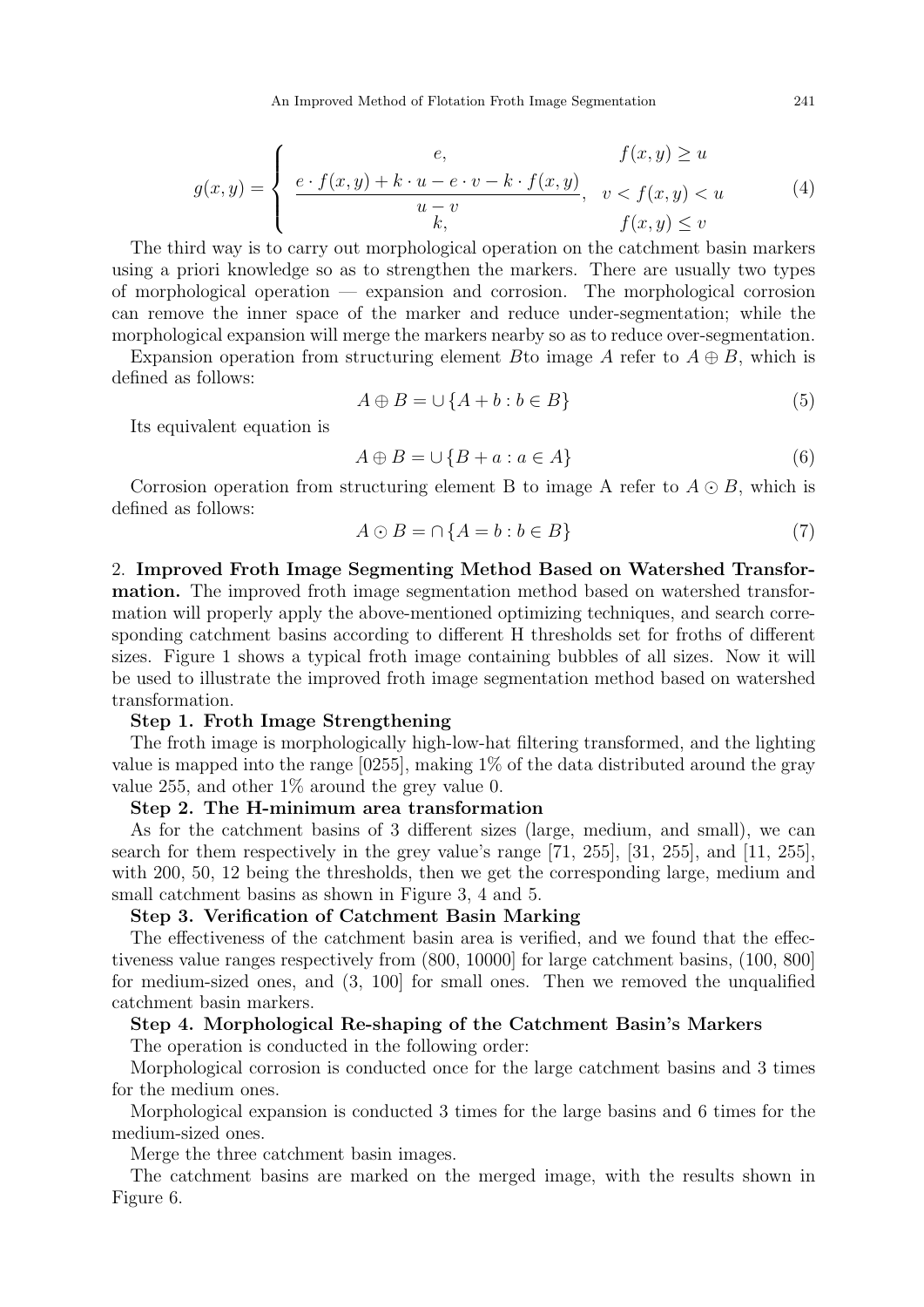$$
g(x,y) = \begin{cases} e, & f(x,y) \geq u \\ \dfrac{e \cdot f(x,y) + k \cdot u - e \cdot v - k \cdot f(x,y)}{u - v}, & v < f(x,y) < u \\ k, & f(x,y) \leq v \end{cases} \tag{4}
$$

The third way is to carry out morphological operation on the catchment basin markers using a priori knowledge so as to strengthen the markers. There are usually two types of morphological operation — expansion and corrosion. The morphological corrosion can remove the inner space of the marker and reduce under-segmentation; while the morphological expansion will merge the markers nearby so as to reduce over-segmentation.

Expansion operation from structuring element $B$to image $A$ refer to $A \oplus B$, which is defined as follows:

$$
A \oplus B = \cup \{A + b : b \in B\} \tag{5}
$$

Its equivalent equation is

$$
A \oplus B = \cup \{B + a : a \in A\} \tag{6}
$$

Corrosion operation from structuring element B to image A refer to $A \odot B$, which is defined as follows:

$$
A \odot B = \cap \{A = b : b \in B\} \tag{7}
$$

2. **Improved Froth Image Segmenting Method Based on Watershed Transformation.** The improved froth image segmentation method based on watershed transformation will properly apply the above-mentioned optimizing techniques, and search corresponding catchment basins according to different H thresholds set for froths of different sizes. Figure 1 shows a typical froth image containing bubbles of all sizes. Now it will be used to illustrate the improved froth image segmentation method based on watershed transformation.

**Step 1. Froth Image Strengthening**

The froth image is morphologically high-low-hat filtering transformed, and the lighting value is mapped into the range [0255], making 1% of the data distributed around the gray value 255, and other 1% around the grey value 0.

**Step 2. The H-minimum area transformation**

As for the catchment basins of 3 different sizes (large, medium, and small), we can search for them respectively in the grey value's range [71, 255], [31, 255], and [11, 255], with 200, 50, 12 being the thresholds, then we get the corresponding large, medium and small catchment basins as shown in Figure 3, 4 and 5.

**Step 3. Verification of Catchment Basin Marking**

The effectiveness of the catchment basin area is verified, and we found that the effectiveness value ranges respectively from (800, 10000] for large catchment basins, (100, 800] for medium-sized ones, and (3, 100] for small ones. Then we removed the unqualified catchment basin markers.

**Step 4. Morphological Re-shaping of the Catchment Basin's Markers**

The operation is conducted in the following order:

Morphological corrosion is conducted once for the large catchment basins and 3 times for the medium ones.

Morphological expansion is conducted 3 times for the large basins and 6 times for the medium-sized ones.

Merge the three catchment basin images.

The catchment basins are marked on the merged image, with the results shown in Figure 6.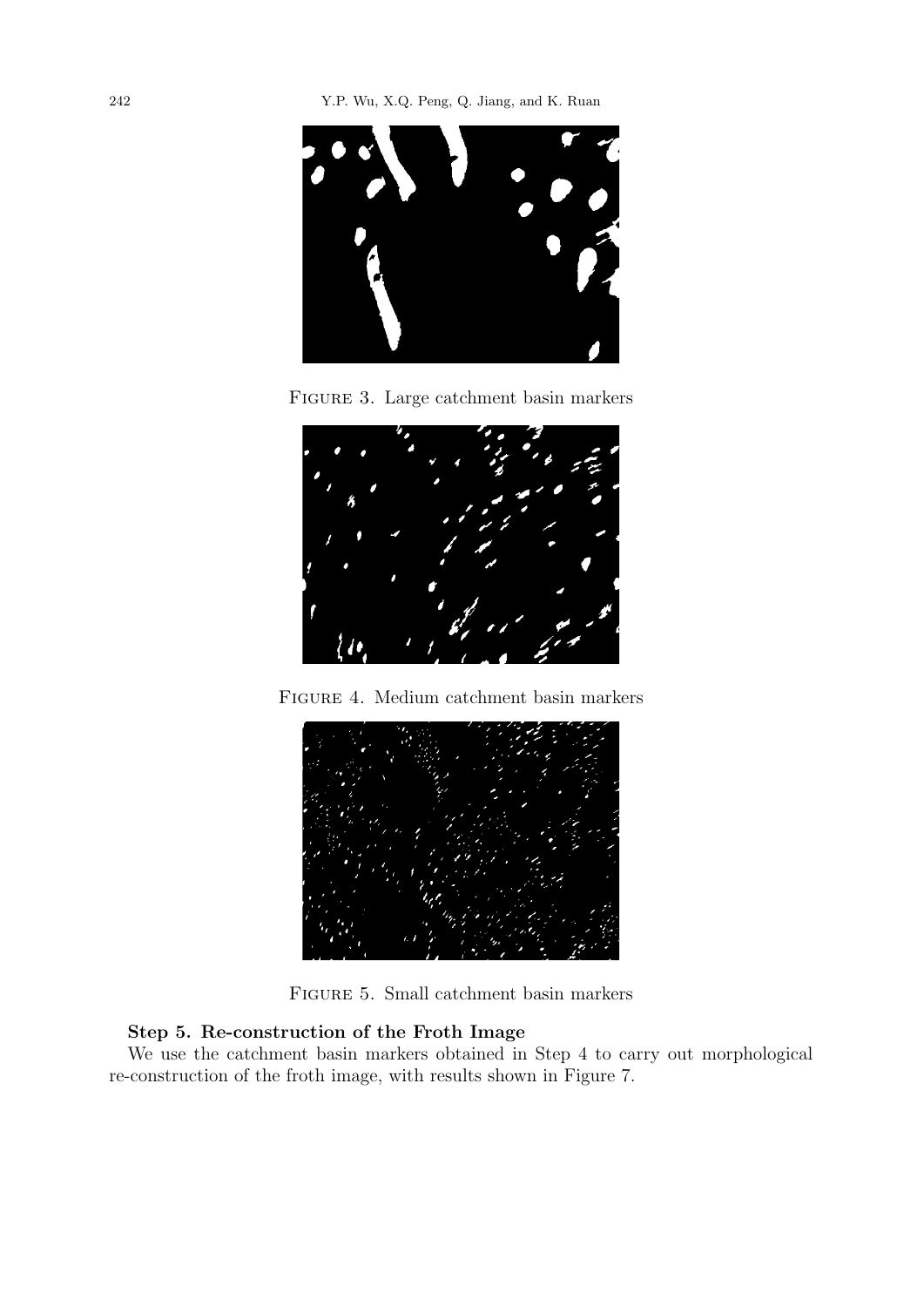Figure 3. Large catchment basin markers

Figure 4. Medium catchment basin markers

Figure 5. Small catchment basin markers

**Step 5. Re-construction of the Froth Image**

We use the catchment basin markers obtained in Step 4 to carry out morphological re-construction of the froth image, with results shown in Figure 7.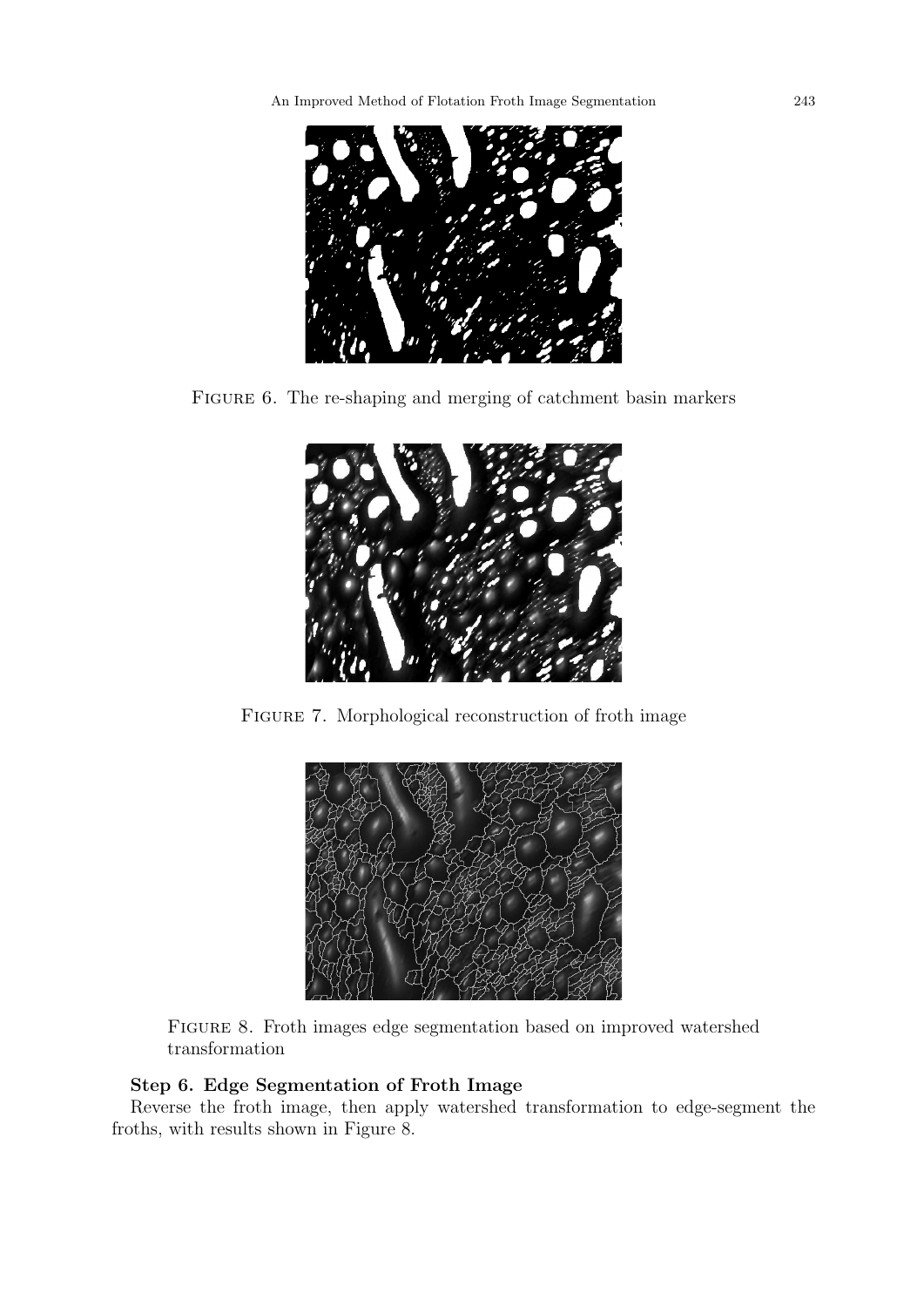Figure 6. The re-shaping and merging of catchment basin markers

Figure 7. Morphological reconstruction of froth image

Figure 8. Froth images edge segmentation based on improved watershed transformation

**Step 6. Edge Segmentation of Froth Image**

Reverse the froth image, then apply watershed transformation to edge-segment the froths, with results shown in Figure 8.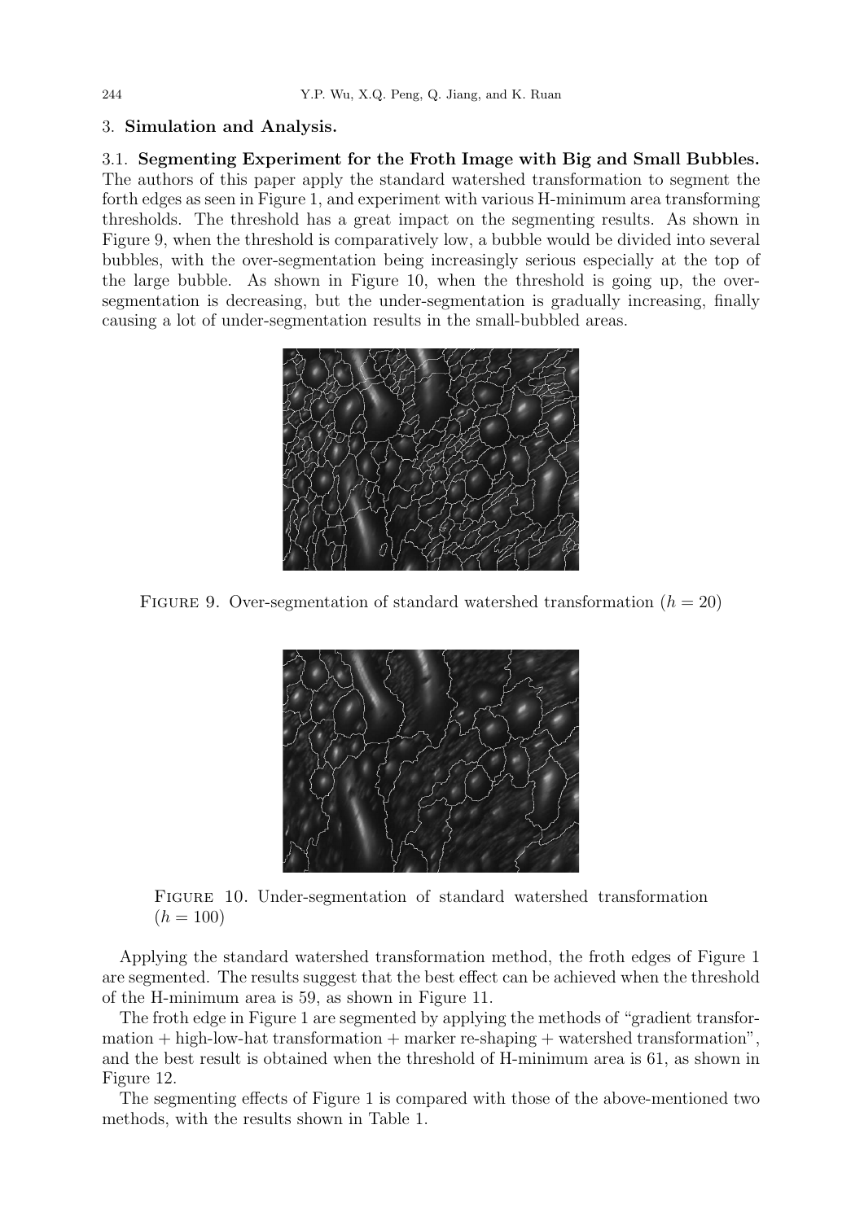## 3. Simulation and Analysis.

### 3.1. Segmenting Experiment for the Froth Image with Big and Small Bubbles.

The authors of this paper apply the standard watershed transformation to segment the forth edges as seen in Figure 1, and experiment with various H-minimum area transforming thresholds. The threshold has a great impact on the segmenting results. As shown in Figure 9, when the threshold is comparatively low, a bubble would be divided into several bubbles, with the over-segmentation being increasingly serious especially at the top of the large bubble. As shown in Figure 10, when the threshold is going up, the over-segmentation is decreasing, but the under-segmentation is gradually increasing, finally causing a lot of under-segmentation results in the small-bubbled areas.

Figure 9. Over-segmentation of standard watershed transformation ($h = 20$)

Figure 10. Under-segmentation of standard watershed transformation ($h = 100$)

Applying the standard watershed transformation method, the froth edges of Figure 1 are segmented. The results suggest that the best effect can be achieved when the threshold of the H-minimum area is 59, as shown in Figure 11.

The froth edge in Figure 1 are segmented by applying the methods of "gradient transformation + high-low-hat transformation + marker re-shaping + watershed transformation", and the best result is obtained when the threshold of H-minimum area is 61, as shown in Figure 12.

The segmenting effects of Figure 1 is compared with those of the above-mentioned two methods, with the results shown in Table 1.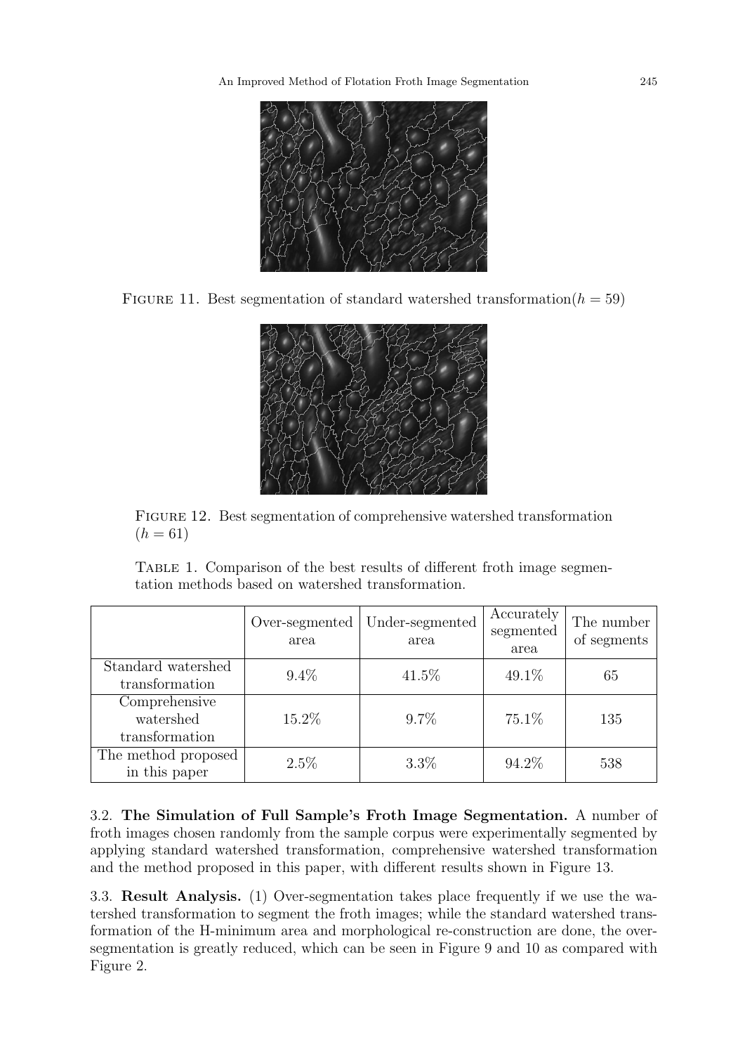Figure 11. Best segmentation of standard watershed transformation($h = 59$)

Figure 12. Best segmentation of comprehensive watershed transformation ($h = 61$)

Table 1. Comparison of the best results of different froth image segmentation methods based on watershed transformation.

| | Over-segmented area | Under-segmented area | Accurately segmented area | The number of segments |
|---|---|---|---|---|
| Standard watershed transformation | 9.4% | 41.5% | 49.1% | 65 |
| Comprehensive watershed transformation | 15.2% | 9.7% | 75.1% | 135 |
| The method proposed in this paper | 2.5% | 3.3% | 94.2% | 538 |

3.2. **The Simulation of Full Sample's Froth Image Segmentation.** A number of froth images chosen randomly from the sample corpus were experimentally segmented by applying standard watershed transformation, comprehensive watershed transformation and the method proposed in this paper, with different results shown in Figure 13.

3.3. **Result Analysis.** (1) Over-segmentation takes place frequently if we use the watershed transformation to segment the froth images; while the standard watershed transformation of the H-minimum area and morphological re-construction are done, the over-segmentation is greatly reduced, which can be seen in Figure 9 and 10 as compared with Figure 2.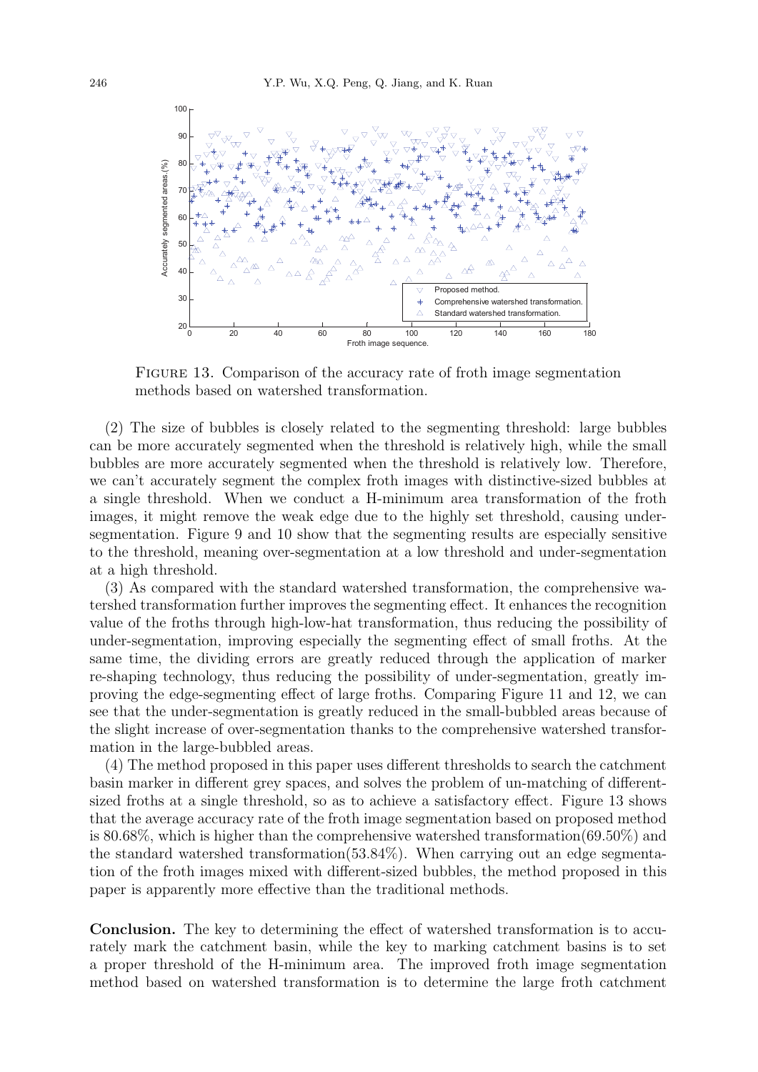FIGURE 13. Comparison of the accuracy rate of froth image segmentation methods based on watershed transformation.

(2) The size of bubbles is closely related to the segmenting threshold: large bubbles can be more accurately segmented when the threshold is relatively high, while the small bubbles are more accurately segmented when the threshold is relatively low. Therefore, we can't accurately segment the complex froth images with distinctive-sized bubbles at a single threshold. When we conduct a H-minimum area transformation of the froth images, it might remove the weak edge due to the highly set threshold, causing under-segmentation. Figure 9 and 10 show that the segmenting results are especially sensitive to the threshold, meaning over-segmentation at a low threshold and under-segmentation at a high threshold.

(3) As compared with the standard watershed transformation, the comprehensive watershed transformation further improves the segmenting effect. It enhances the recognition value of the froths through high-low-hat transformation, thus reducing the possibility of under-segmentation, improving especially the segmenting effect of small froths. At the same time, the dividing errors are greatly reduced through the application of marker re-shaping technology, thus reducing the possibility of under-segmentation, greatly improving the edge-segmenting effect of large froths. Comparing Figure 11 and 12, we can see that the under-segmentation is greatly reduced in the small-bubbled areas because of the slight increase of over-segmentation thanks to the comprehensive watershed transformation in the large-bubbled areas.

(4) The method proposed in this paper uses different thresholds to search the catchment basin marker in different grey spaces, and solves the problem of un-matching of different-sized froths at a single threshold, so as to achieve a satisfactory effect. Figure 13 shows that the average accuracy rate of the froth image segmentation based on proposed method is 80.68%, which is higher than the comprehensive watershed transformation(69.50%) and the standard watershed transformation(53.84%). When carrying out an edge segmentation of the froth images mixed with different-sized bubbles, the method proposed in this paper is apparently more effective than the traditional methods.

**Conclusion.** The key to determining the effect of watershed transformation is to accurately mark the catchment basin, while the key to marking catchment basins is to set a proper threshold of the H-minimum area. The improved froth image segmentation method based on watershed transformation is to determine the large froth catchment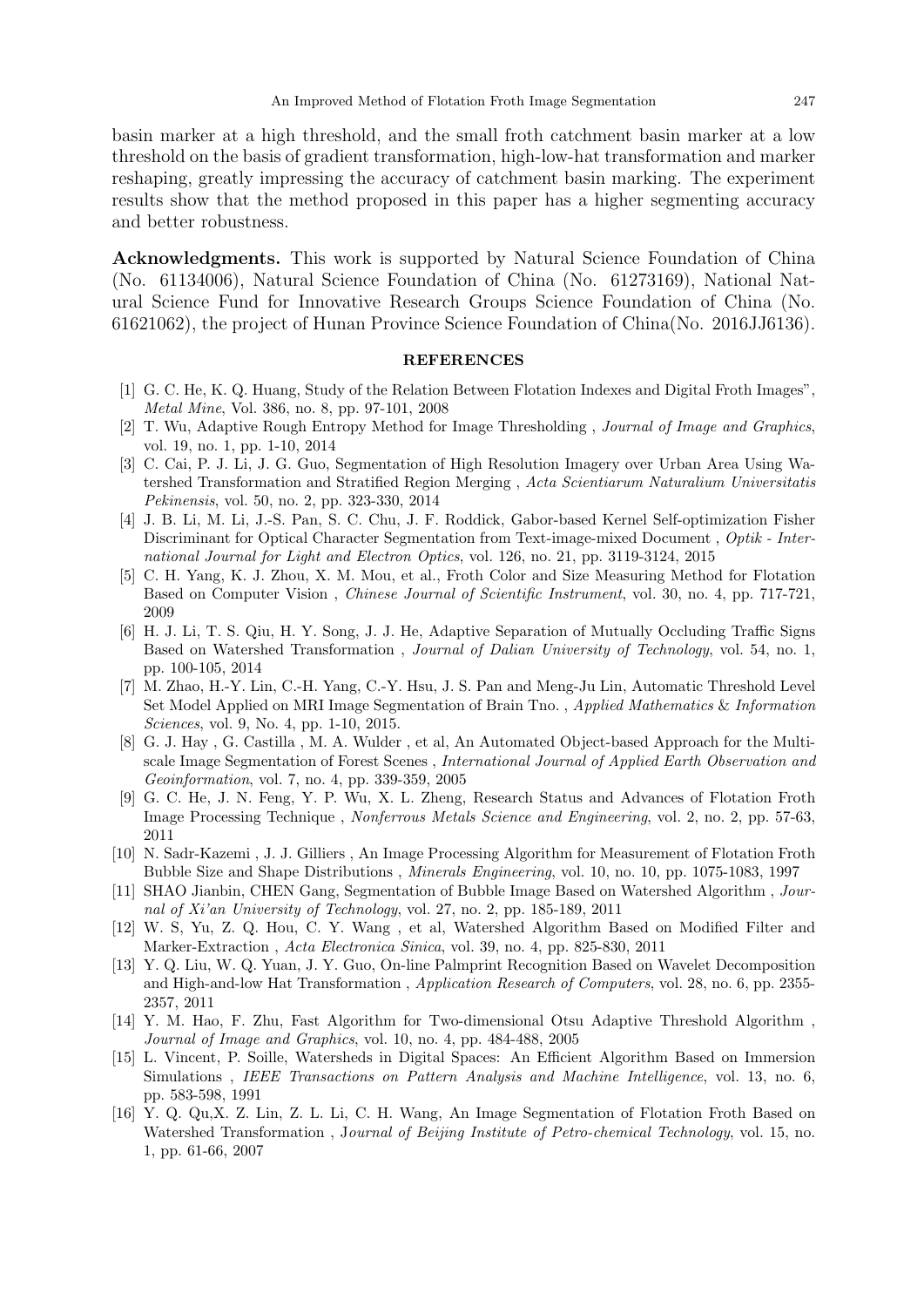basin marker at a high threshold, and the small froth catchment basin marker at a low threshold on the basis of gradient transformation, high-low-hat transformation and marker reshaping, greatly impressing the accuracy of catchment basin marking. The experiment results show that the method proposed in this paper has a higher segmenting accuracy and better robustness.

**Acknowledgments.** This work is supported by Natural Science Foundation of China (No. 61134006), Natural Science Foundation of China (No. 61273169), National Natural Science Fund for Innovative Research Groups Science Foundation of China (No. 61621062), the project of Hunan Province Science Foundation of China(No. 2016JJ6136).

## REFERENCES

[1] G. C. He, K. Q. Huang, Study of the Relation Between Flotation Indexes and Digital Froth Images", *Metal Mine*, Vol. 386, no. 8, pp. 97-101, 2008

[2] T. Wu, Adaptive Rough Entropy Method for Image Thresholding , *Journal of Image and Graphics*, vol. 19, no. 1, pp. 1-10, 2014

[3] C. Cai, P. J. Li, J. G. Guo, Segmentation of High Resolution Imagery over Urban Area Using Watershed Transformation and Stratified Region Merging , *Acta Scientiarum Naturalium Universitatis Pekinensis*, vol. 50, no. 2, pp. 323-330, 2014

[4] J. B. Li, M. Li, J.-S. Pan, S. C. Chu, J. F. Roddick, Gabor-based Kernel Self-optimization Fisher Discriminant for Optical Character Segmentation from Text-image-mixed Document , *Optik - International Journal for Light and Electron Optics*, vol. 126, no. 21, pp. 3119-3124, 2015

[5] C. H. Yang, K. J. Zhou, X. M. Mou, et al., Froth Color and Size Measuring Method for Flotation Based on Computer Vision , *Chinese Journal of Scientific Instrument*, vol. 30, no. 4, pp. 717-721, 2009

[6] H. J. Li, T. S. Qiu, H. Y. Song, J. J. He, Adaptive Separation of Mutually Occluding Traffic Signs Based on Watershed Transformation , *Journal of Dalian University of Technology*, vol. 54, no. 1, pp. 100-105, 2014

[7] M. Zhao, H.-Y. Lin, C.-H. Yang, C.-Y. Hsu, J. S. Pan and Meng-Ju Lin, Automatic Threshold Level Set Model Applied on MRI Image Segmentation of Brain Tno. , *Applied Mathematics & Information Sciences*, vol. 9, No. 4, pp. 1-10, 2015.

[8] G. J. Hay , G. Castilla , M. A. Wulder , et al, An Automated Object-based Approach for the Multiscale Image Segmentation of Forest Scenes , *International Journal of Applied Earth Observation and Geoinformation*, vol. 7, no. 4, pp. 339-359, 2005

[9] G. C. He, J. N. Feng, Y. P. Wu, X. L. Zheng, Research Status and Advances of Flotation Froth Image Processing Technique , *Nonferrous Metals Science and Engineering*, vol. 2, no. 2, pp. 57-63, 2011

[10] N. Sadr-Kazemi , J. J. Gilliers , An Image Processing Algorithm for Measurement of Flotation Froth Bubble Size and Shape Distributions , *Minerals Engineering*, vol. 10, no. 10, pp. 1075-1083, 1997

[11] SHAO Jianbin, CHEN Gang, Segmentation of Bubble Image Based on Watershed Algorithm , *Journal of Xi'an University of Technology*, vol. 27, no. 2, pp. 185-189, 2011

[12] W. S, Yu, Z. Q. Hou, C. Y. Wang , et al, Watershed Algorithm Based on Modified Filter and Marker-Extraction , *Acta Electronica Sinica*, vol. 39, no. 4, pp. 825-830, 2011

[13] Y. Q. Liu, W. Q. Yuan, J. Y. Guo, On-line Palmprint Recognition Based on Wavelet Decomposition and High-and-low Hat Transformation , *Application Research of Computers*, vol. 28, no. 6, pp. 2355-2357, 2011

[14] Y. M. Hao, F. Zhu, Fast Algorithm for Two-dimensional Otsu Adaptive Threshold Algorithm , *Journal of Image and Graphics*, vol. 10, no. 4, pp. 484-488, 2005

[15] L. Vincent, P. Soille, Watersheds in Digital Spaces: An Efficient Algorithm Based on Immersion Simulations , *IEEE Transactions on Pattern Analysis and Machine Intelligence*, vol. 13, no. 6, pp. 583-598, 1991

[16] Y. Q. Qu,X. Z. Lin, Z. L. Li, C. H. Wang, An Image Segmentation of Flotation Froth Based on Watershed Transformation , J*ournal of Beijing Institute of Petro-chemical Technology*, vol. 15, no. 1, pp. 61-66, 2007